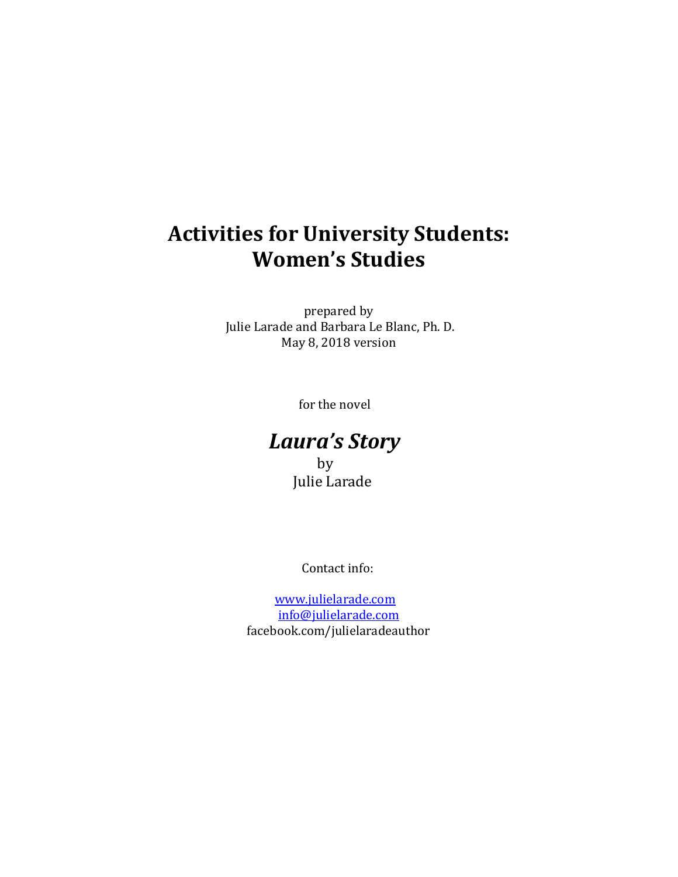# Activities for University Students: Women's Studies

prepared by
Julie Larade and Barbara Le Blanc, Ph. D.
May 8, 2018 version

for the novel

## *Laura's Story*

by
Julie Larade

Contact info:

www.julielarade.com
info@julielarade.com
facebook.com/julielaradeauthor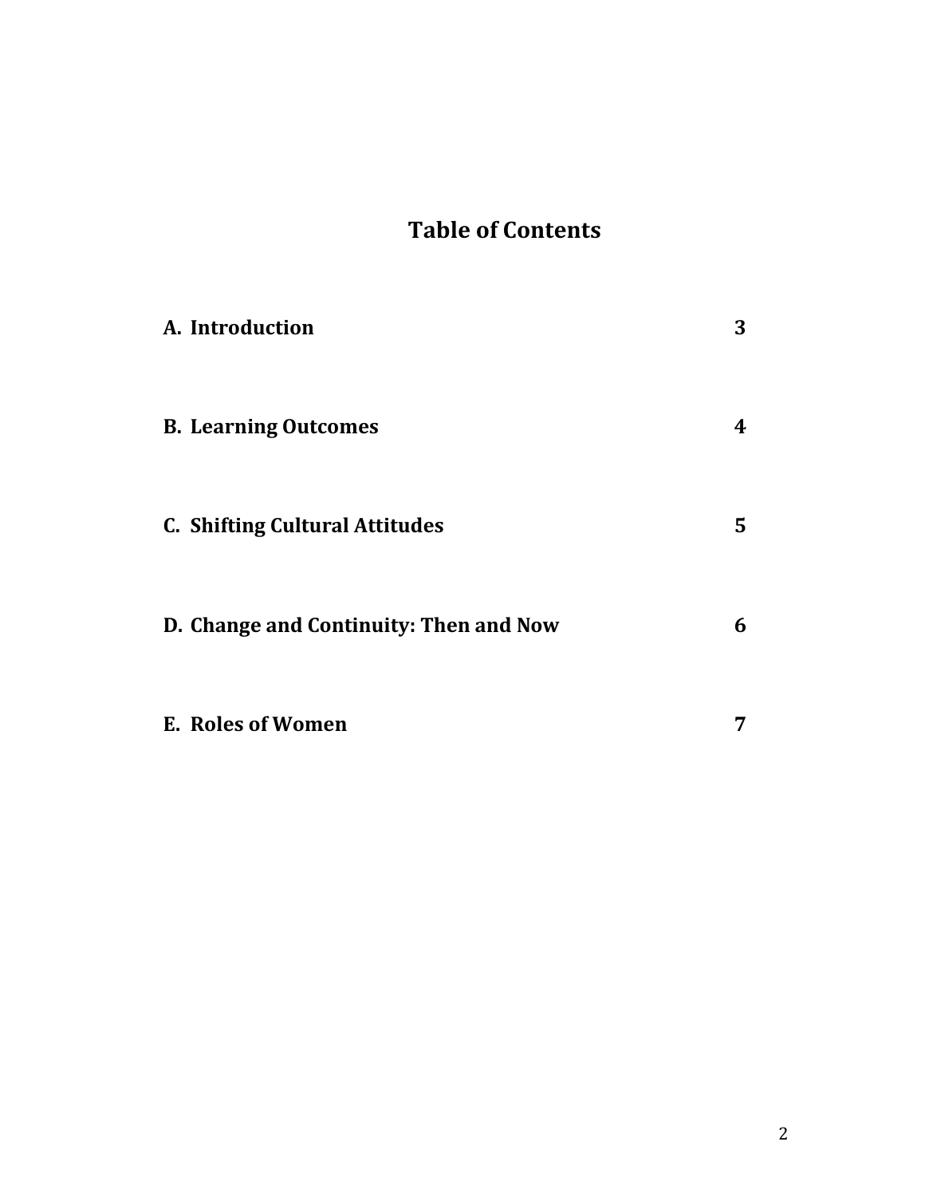# Table of Contents

| | |
|---|---|
| **A. Introduction** | **3** |
| **B. Learning Outcomes** | **4** |
| **C. Shifting Cultural Attitudes** | **5** |
| **D. Change and Continuity: Then and Now** | **6** |
| **E. Roles of Women** | **7** |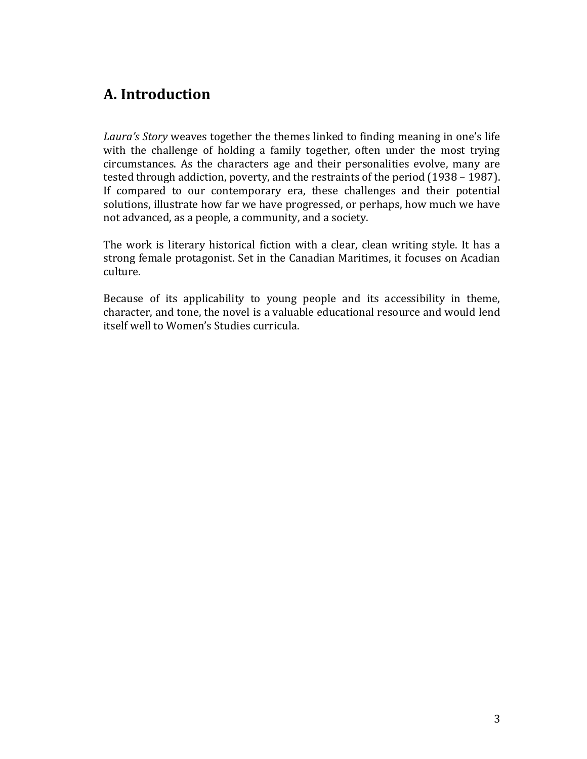## A. Introduction

*Laura's Story* weaves together the themes linked to finding meaning in one's life with the challenge of holding a family together, often under the most trying circumstances. As the characters age and their personalities evolve, many are tested through addiction, poverty, and the restraints of the period (1938 – 1987). If compared to our contemporary era, these challenges and their potential solutions, illustrate how far we have progressed, or perhaps, how much we have not advanced, as a people, a community, and a society.

The work is literary historical fiction with a clear, clean writing style. It has a strong female protagonist. Set in the Canadian Maritimes, it focuses on Acadian culture.

Because of its applicability to young people and its accessibility in theme, character, and tone, the novel is a valuable educational resource and would lend itself well to Women's Studies curricula.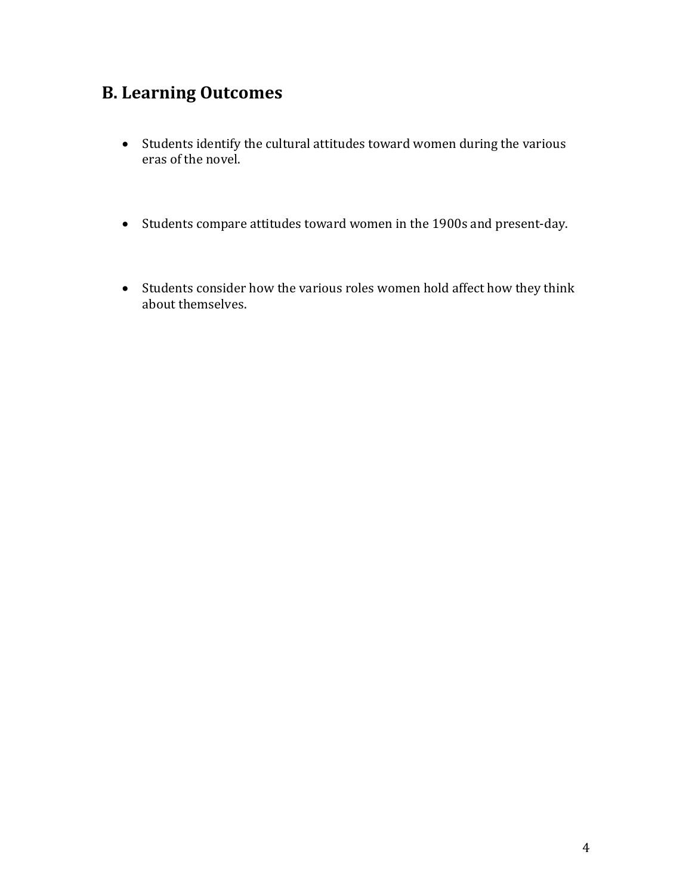## B. Learning Outcomes

- Students identify the cultural attitudes toward women during the various eras of the novel.

- Students compare attitudes toward women in the 1900s and present-day.

- Students consider how the various roles women hold affect how they think about themselves.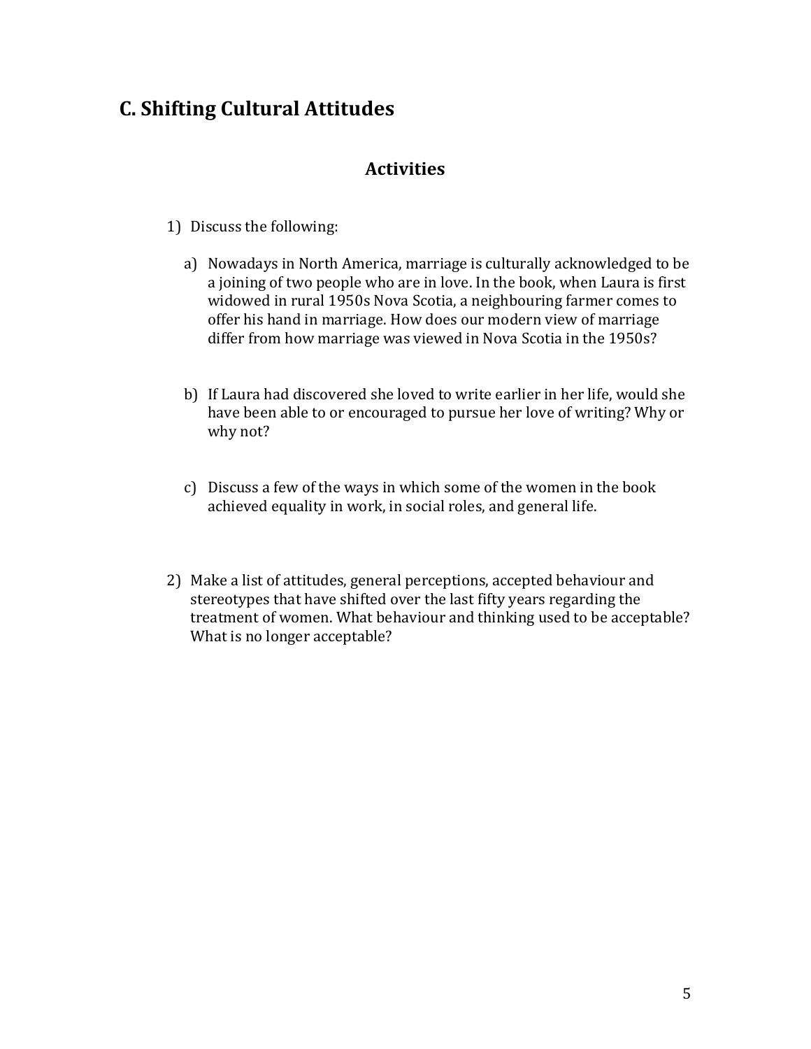## C. Shifting Cultural Attitudes

### Activities

1) Discuss the following:

   a) Nowadays in North America, marriage is culturally acknowledged to be a joining of two people who are in love. In the book, when Laura is first widowed in rural 1950s Nova Scotia, a neighbouring farmer comes to offer his hand in marriage. How does our modern view of marriage differ from how marriage was viewed in Nova Scotia in the 1950s?

   b) If Laura had discovered she loved to write earlier in her life, would she have been able to or encouraged to pursue her love of writing? Why or why not?

   c) Discuss a few of the ways in which some of the women in the book achieved equality in work, in social roles, and general life.

2) Make a list of attitudes, general perceptions, accepted behaviour and stereotypes that have shifted over the last fifty years regarding the treatment of women. What behaviour and thinking used to be acceptable? What is no longer acceptable?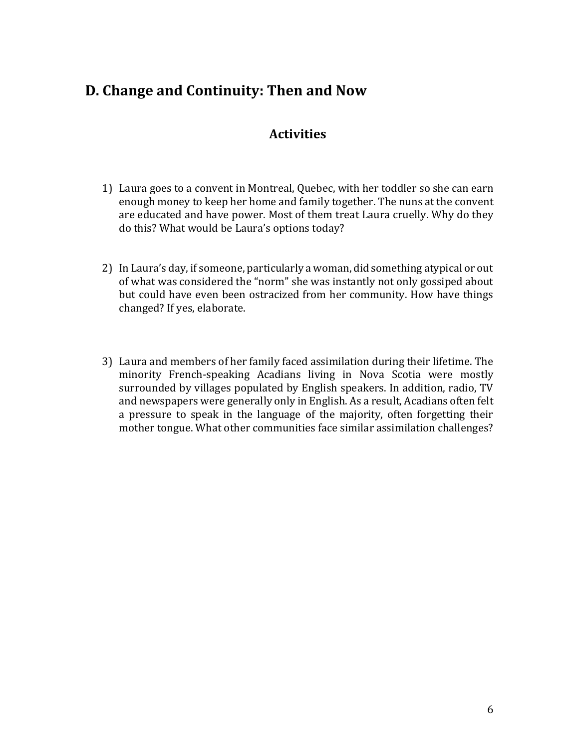## D. Change and Continuity: Then and Now

### Activities

1) Laura goes to a convent in Montreal, Quebec, with her toddler so she can earn enough money to keep her home and family together. The nuns at the convent are educated and have power. Most of them treat Laura cruelly. Why do they do this? What would be Laura's options today?

2) In Laura's day, if someone, particularly a woman, did something atypical or out of what was considered the "norm" she was instantly not only gossiped about but could have even been ostracized from her community. How have things changed? If yes, elaborate.

3) Laura and members of her family faced assimilation during their lifetime. The minority French-speaking Acadians living in Nova Scotia were mostly surrounded by villages populated by English speakers. In addition, radio, TV and newspapers were generally only in English. As a result, Acadians often felt a pressure to speak in the language of the majority, often forgetting their mother tongue. What other communities face similar assimilation challenges?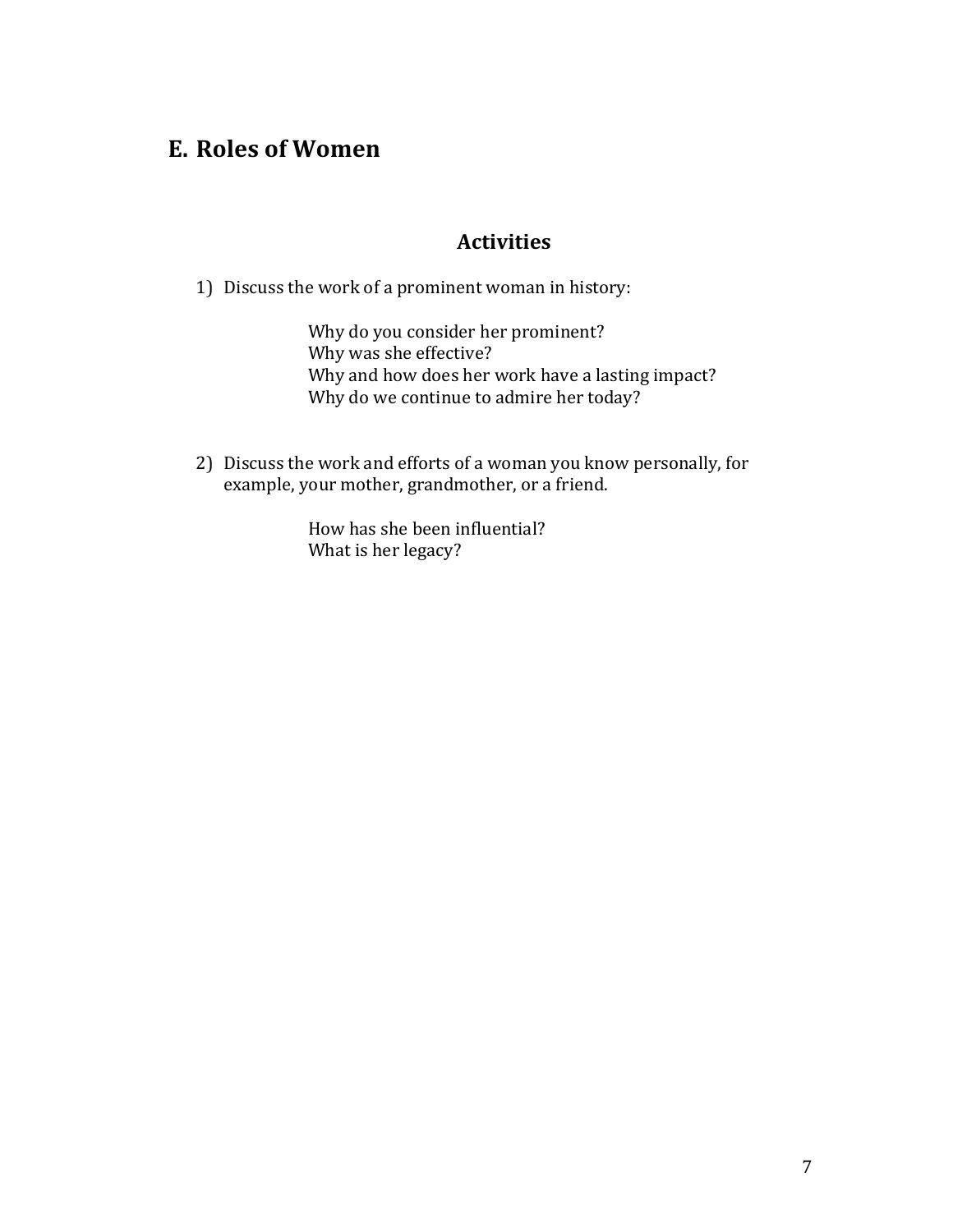## E. Roles of Women

### Activities

1) Discuss the work of a prominent woman in history:

   Why do you consider her prominent?
   Why was she effective?
   Why and how does her work have a lasting impact?
   Why do we continue to admire her today?

2) Discuss the work and efforts of a woman you know personally, for example, your mother, grandmother, or a friend.

   How has she been influential?
   What is her legacy?